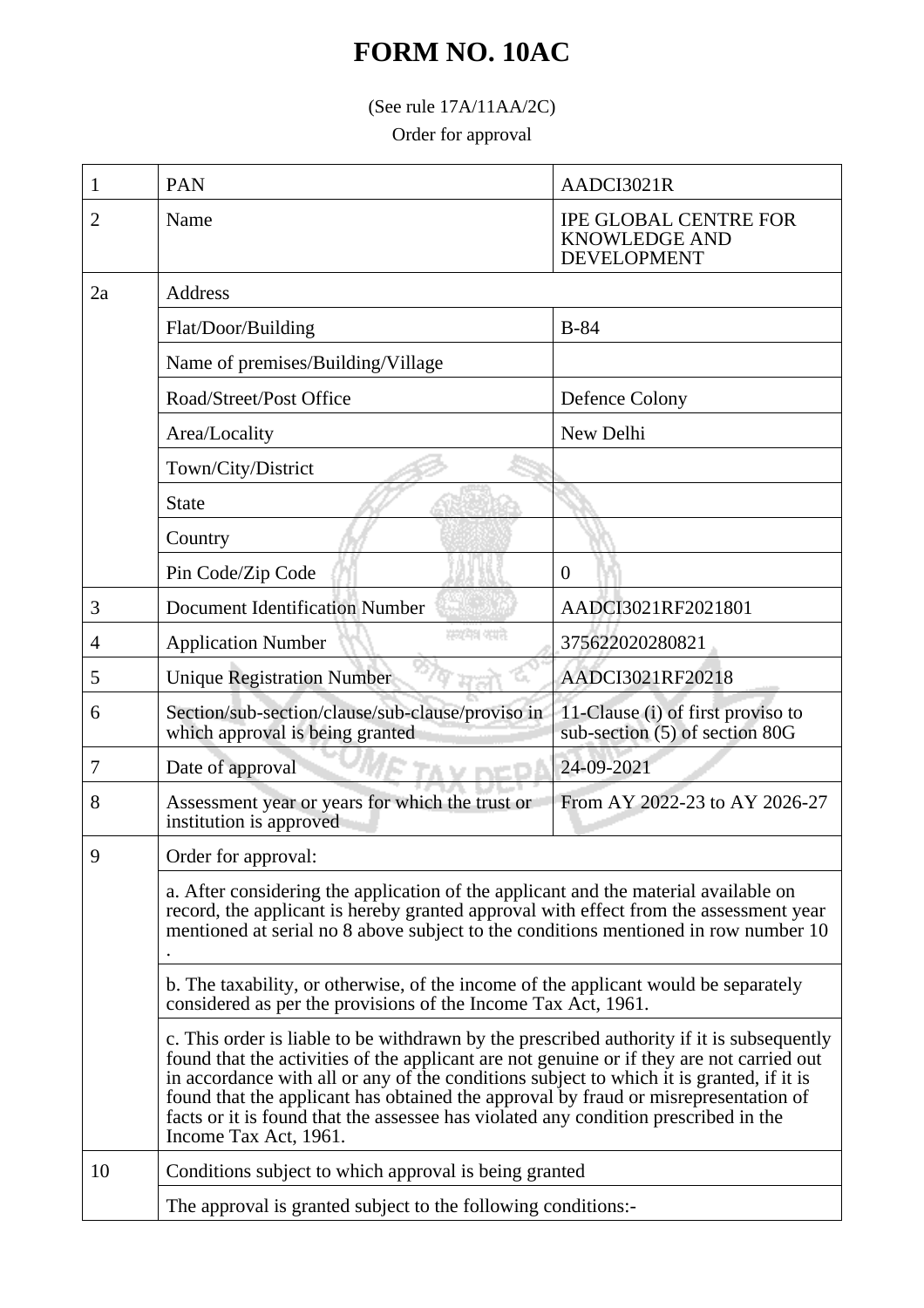# FORM NO. 10AC

(See rule 17A/11AA/2C)

Order for approval

| | | |
|---|---|---|
| 1 | PAN | AADCI3021R |
| 2 | Name | IPE GLOBAL CENTRE FOR KNOWLEDGE AND DEVELOPMENT |
| 2a | Address | |
| | Flat/Door/Building | B-84 |
| | Name of premises/Building/Village | |
| | Road/Street/Post Office | Defence Colony |
| | Area/Locality | New Delhi |
| | Town/City/District | |
| | State | |
| | Country | |
| | Pin Code/Zip Code | 0 |
| 3 | Document Identification Number | AADCI3021RF2021801 |
| 4 | Application Number | 375622020280821 |
| 5 | Unique Registration Number | AADCI3021RF20218 |
| 6 | Section/sub-section/clause/sub-clause/proviso in which approval is being granted | 11-Clause (i) of first proviso to sub-section (5) of section 80G |
| 7 | Date of approval | 24-09-2021 |
| 8 | Assessment year or years for which the trust or institution is approved | From AY 2022-23 to AY 2026-27 |
| 9 | Order for approval: | |
| | a. After considering the application of the applicant and the material available on record, the applicant is hereby granted approval with effect from the assessment year mentioned at serial no 8 above subject to the conditions mentioned in row number 10 . | |
| | b. The taxability, or otherwise, of the income of the applicant would be separately considered as per the provisions of the Income Tax Act, 1961. | |
| | c. This order is liable to be withdrawn by the prescribed authority if it is subsequently found that the activities of the applicant are not genuine or if they are not carried out in accordance with all or any of the conditions subject to which it is granted, if it is found that the applicant has obtained the approval by fraud or misrepresentation of facts or it is found that the assessee has violated any condition prescribed in the Income Tax Act, 1961. | |
| 10 | Conditions subject to which approval is being granted | |
| | The approval is granted subject to the following conditions:- | |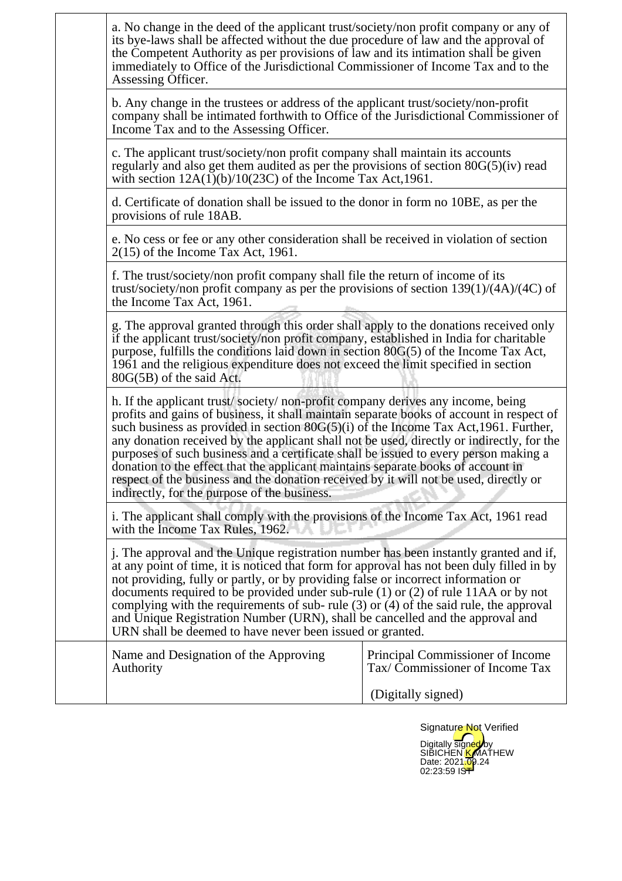| | | |
|---|---|---|
| | a. No change in the deed of the applicant trust/society/non profit company or any of its bye-laws shall be affected without the due procedure of law and the approval of the Competent Authority as per provisions of law and its intimation shall be given immediately to Office of the Jurisdictional Commissioner of Income Tax and to the Assessing Officer. | |
| | b. Any change in the trustees or address of the applicant trust/society/non-profit company shall be intimated forthwith to Office of the Jurisdictional Commissioner of Income Tax and to the Assessing Officer. | |
| | c. The applicant trust/society/non profit company shall maintain its accounts regularly and also get them audited as per the provisions of section 80G(5)(iv) read with section 12A(1)(b)/10(23C) of the Income Tax Act,1961. | |
| | d. Certificate of donation shall be issued to the donor in form no 10BE, as per the provisions of rule 18AB. | |
| | e. No cess or fee or any other consideration shall be received in violation of section 2(15) of the Income Tax Act, 1961. | |
| | f. The trust/society/non profit company shall file the return of income of its trust/society/non profit company as per the provisions of section 139(1)/(4A)/(4C) of the Income Tax Act, 1961. | |
| | g. The approval granted through this order shall apply to the donations received only if the applicant trust/society/non profit company, established in India for charitable purpose, fulfills the conditions laid down in section 80G(5) of the Income Tax Act, 1961 and the religious expenditure does not exceed the limit specified in section 80G(5B) of the said Act. | |
| | h. If the applicant trust/ society/ non-profit company derives any income, being profits and gains of business, it shall maintain separate books of account in respect of such business as provided in section 80G(5)(i) of the Income Tax Act,1961. Further, any donation received by the applicant shall not be used, directly or indirectly, for the purposes of such business and a certificate shall be issued to every person making a donation to the effect that the applicant maintains separate books of account in respect of the business and the donation received by it will not be used, directly or indirectly, for the purpose of the business. | |
| | i. The applicant shall comply with the provisions of the Income Tax Act, 1961 read with the Income Tax Rules, 1962. | |
| | j. The approval and the Unique registration number has been instantly granted and if, at any point of time, it is noticed that form for approval has not been duly filled in by not providing, fully or partly, or by providing false or incorrect information or documents required to be provided under sub-rule (1) or (2) of rule 11AA or by not complying with the requirements of sub- rule (3) or (4) of the said rule, the approval and Unique Registration Number (URN), shall be cancelled and the approval and URN shall be deemed to have never been issued or granted. | |
| | Name and Designation of the Approving Authority | Principal Commissioner of Income Tax/ Commissioner of Income Tax |
| | | (Digitally signed) |

Signature Not Verified
Digitally signed by SIBICHEN K MATHEW
Date: 2021.09.24 02:23:59 IST